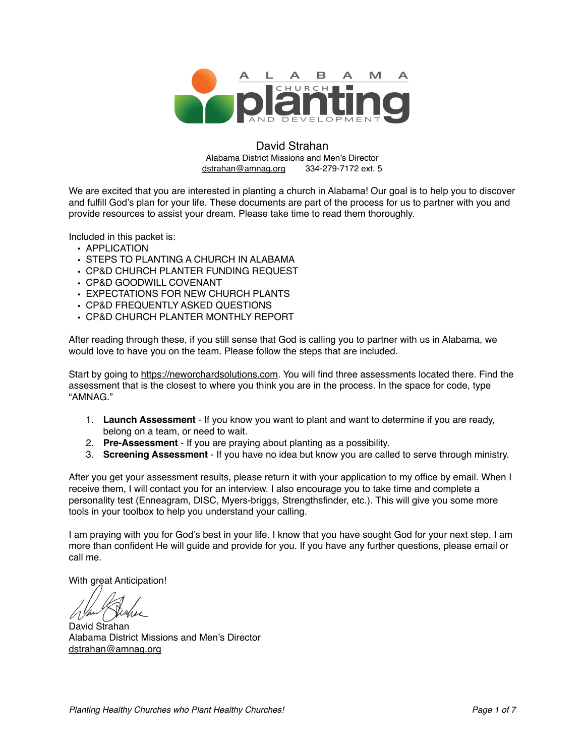ALABAMA CHURCH planting AND DEVELOPMENT

David Strahan
Alabama District Missions and Men's Director
dstrahan@amnag.org 334-279-7172 ext. 5

We are excited that you are interested in planting a church in Alabama! Our goal is to help you to discover and fulfill God's plan for your life. These documents are part of the process for us to partner with you and provide resources to assist your dream. Please take time to read them thoroughly.

Included in this packet is:

- APPLICATION
- STEPS TO PLANTING A CHURCH IN ALABAMA
- CP&D CHURCH PLANTER FUNDING REQUEST
- CP&D GOODWILL COVENANT
- EXPECTATIONS FOR NEW CHURCH PLANTS
- CP&D FREQUENTLY ASKED QUESTIONS
- CP&D CHURCH PLANTER MONTHLY REPORT

After reading through these, if you still sense that God is calling you to partner with us in Alabama, we would love to have you on the team. Please follow the steps that are included.

Start by going to https://neworchardsolutions.com. You will find three assessments located there. Find the assessment that is the closest to where you think you are in the process. In the space for code, type "AMNAG."

1. **Launch Assessment** - If you know you want to plant and want to determine if you are ready, belong on a team, or need to wait.
2. **Pre-Assessment** - If you are praying about planting as a possibility.
3. **Screening Assessment** - If you have no idea but know you are called to serve through ministry.

After you get your assessment results, please return it with your application to my office by email. When I receive them, I will contact you for an interview. I also encourage you to take time and complete a personality test (Enneagram, DISC, Myers-briggs, Strengthsfinder, etc.). This will give you some more tools in your toolbox to help you understand your calling.

I am praying with you for God's best in your life. I know that you have sought God for your next step. I am more than confident He will guide and provide for you. If you have any further questions, please email or call me.

With great Anticipation!

David Strahan
Alabama District Missions and Men's Director
dstrahan@amnag.org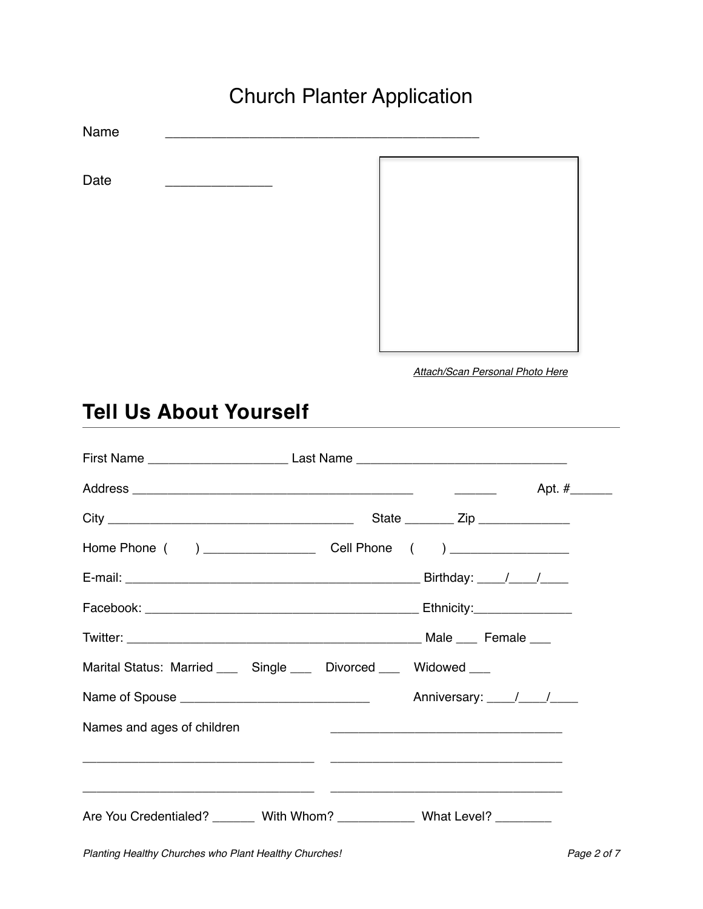# Church Planter Application

Name ________________________________________

Date ______________

*Attach/Scan Personal Photo Here*

## Tell Us About Yourself

First Name ___________________ Last Name _____________________________

Address ______________________________________ ______ Apt. #______

City ___________________________________ State _______ Zip _____________

Home Phone ( ) ________________ Cell Phone ( ) _________________

E-mail: ________________________________________ Birthday: ____/____/____

Facebook: _____________________________________ Ethnicity:_____________

Twitter: ________________________________________ Male ___ Female ___

Marital Status: Married ___ Single ___ Divorced ___ Widowed ___

Name of Spouse ___________________________ Anniversary: ____/____/____

Names and ages of children ________________________________

________________________________ ________________________________

________________________________ ________________________________

Are You Credentialed? ______ With Whom? ___________ What Level? ________

*Planting Healthy Churches who Plant Healthy Churches!*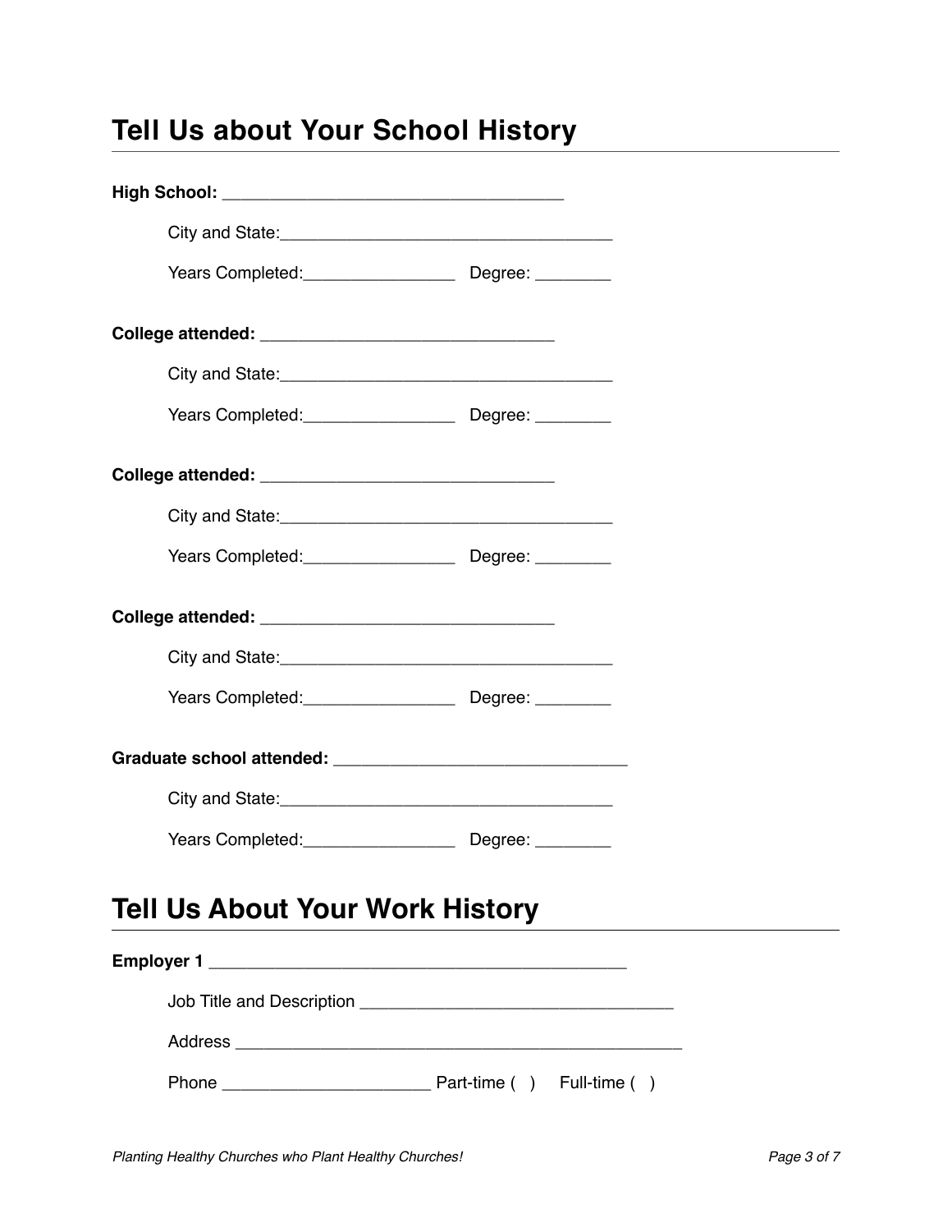## Tell Us about Your School History

**High School:** ___________________________________

City and State:__________________________________

Years Completed:_______________ Degree: ________

**College attended:** ______________________________

City and State:__________________________________

Years Completed:_______________ Degree: ________

**College attended:** ______________________________

City and State:__________________________________

Years Completed:_______________ Degree: ________

**College attended:** ______________________________

City and State:__________________________________

Years Completed:_______________ Degree: ________

**Graduate school attended:** ______________________________

City and State:__________________________________

Years Completed:_______________ Degree: ________

## Tell Us About Your Work History

**Employer 1** ___________________________________________

Job Title and Description ________________________________

Address _______________________________________________

Phone _____________________ Part-time ( ) Full-time ( )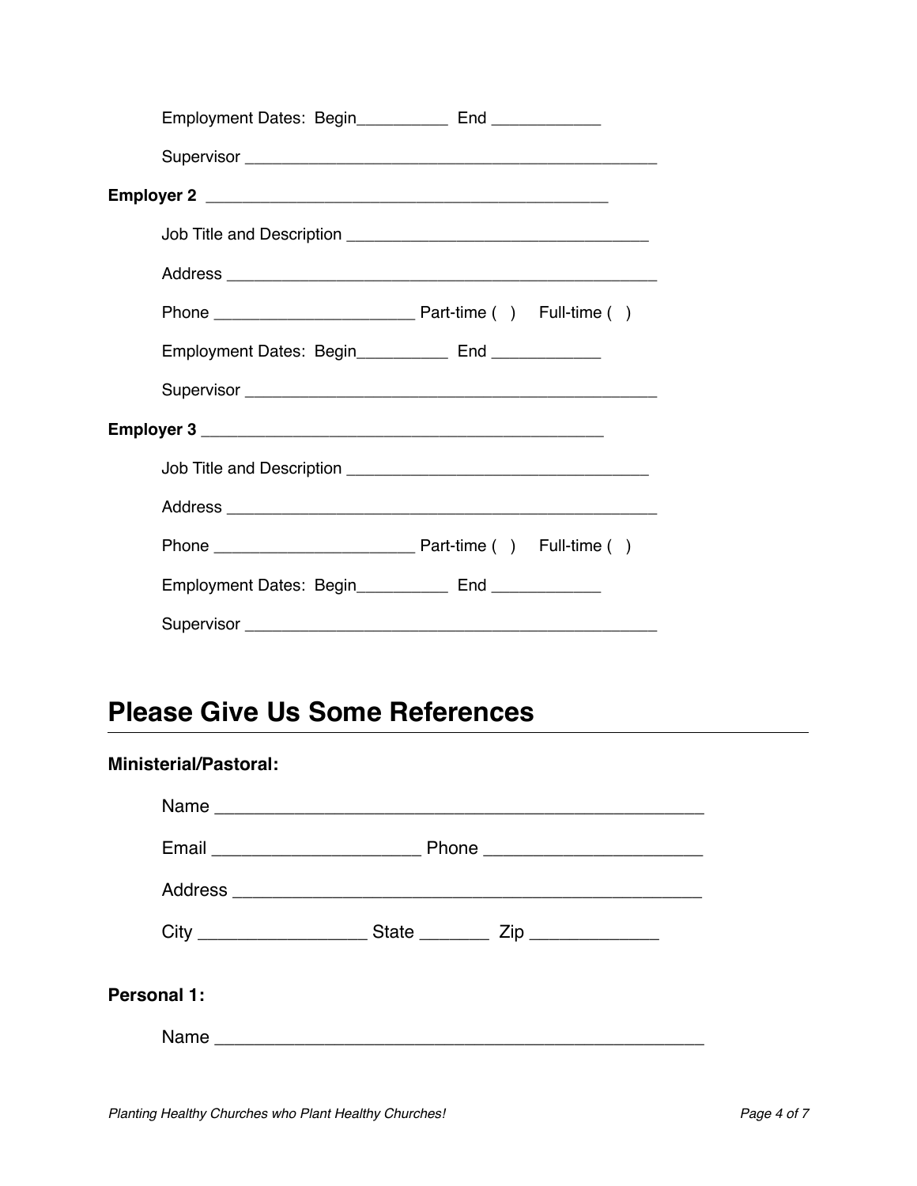Employment Dates: Begin__________ End ____________

Supervisor _______________________________________________

**Employer 2** _____________________________________________

Job Title and Description _________________________________

Address _________________________________________________

Phone ______________________ Part-time ( ) Full-time ( )

Employment Dates: Begin__________ End ____________

Supervisor _______________________________________________

**Employer 3** _____________________________________________

Job Title and Description _________________________________

Address _________________________________________________

Phone ______________________ Part-time ( ) Full-time ( )

Employment Dates: Begin__________ End ____________

Supervisor _______________________________________________

## Please Give Us Some References

**Ministerial/Pastoral:**

Name ________________________________________________

Email _____________________ Phone _____________________

Address _______________________________________________

City _________________ State _______ Zip _____________

**Personal 1:**

Name ________________________________________________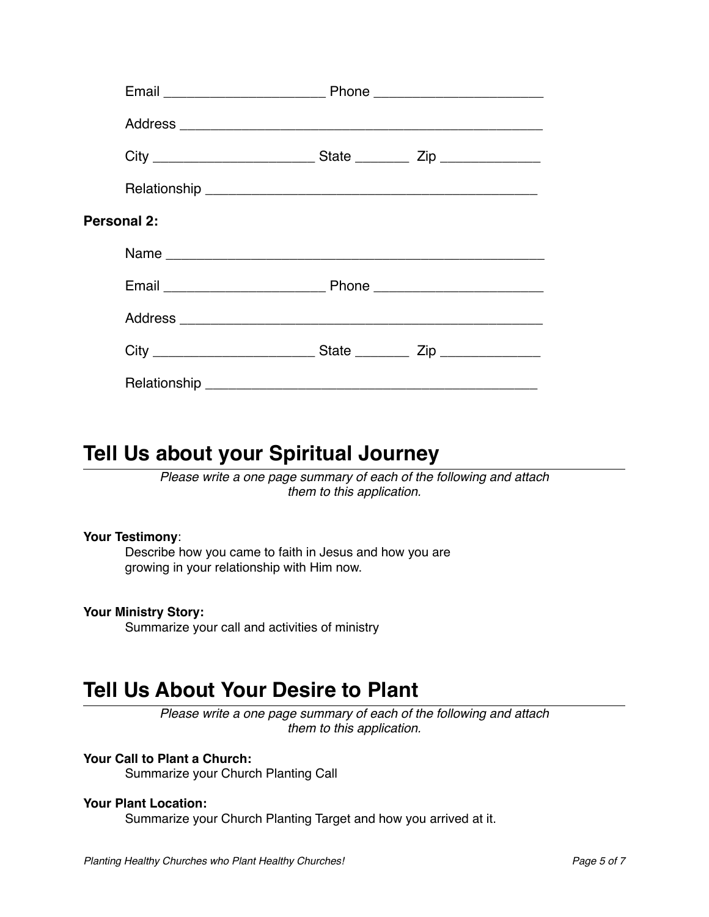Email ____________________ Phone ____________________

Address ________________________________________

City ____________________ State _______ Zip ____________

Relationship ____________________________________

**Personal 2:**

Name __________________________________________

Email ____________________ Phone ____________________

Address ________________________________________

City ____________________ State _______ Zip ____________

Relationship ____________________________________

## Tell Us about your Spiritual Journey

*Please write a one page summary of each of the following and attach them to this application.*

**Your Testimony**:

Describe how you came to faith in Jesus and how you are growing in your relationship with Him now.

**Your Ministry Story:**

Summarize your call and activities of ministry

## Tell Us About Your Desire to Plant

*Please write a one page summary of each of the following and attach them to this application.*

**Your Call to Plant a Church:**

Summarize your Church Planting Call

**Your Plant Location:**

Summarize your Church Planting Target and how you arrived at it.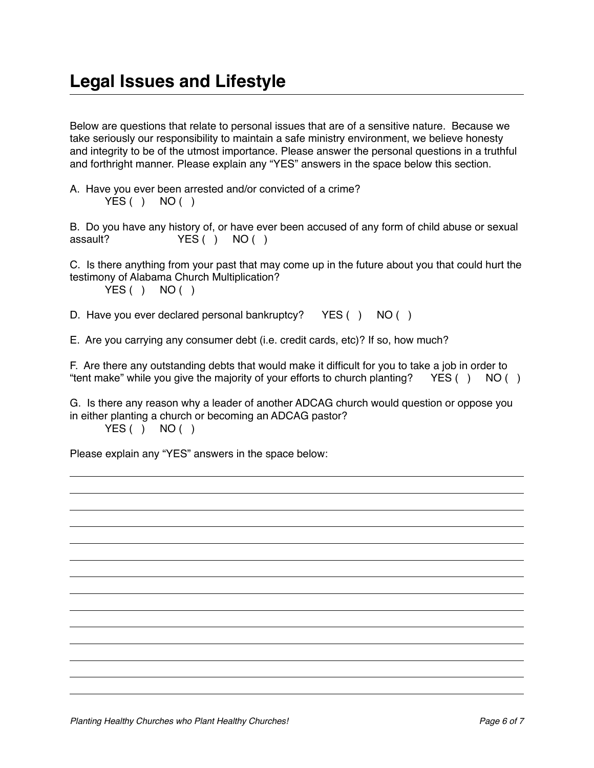# Legal Issues and Lifestyle

Below are questions that relate to personal issues that are of a sensitive nature. Because we take seriously our responsibility to maintain a safe ministry environment, we believe honesty and integrity to be of the utmost importance. Please answer the personal questions in a truthful and forthright manner. Please explain any "YES" answers in the space below this section.

A. Have you ever been arrested and/or convicted of a crime?
YES ( ) NO ( )

B. Do you have any history of, or have ever been accused of any form of child abuse or sexual assault? YES ( ) NO ( )

C. Is there anything from your past that may come up in the future about you that could hurt the testimony of Alabama Church Multiplication?
YES ( ) NO ( )

D. Have you ever declared personal bankruptcy? YES ( ) NO ( )

E. Are you carrying any consumer debt (i.e. credit cards, etc)? If so, how much?

F. Are there any outstanding debts that would make it difficult for you to take a job in order to "tent make" while you give the majority of your efforts to church planting? YES ( ) NO ( )

G. Is there any reason why a leader of another ADCAG church would question or oppose you in either planting a church or becoming an ADCAG pastor?
YES ( ) NO ( )

Please explain any "YES" answers in the space below:

_______________________________________________________________________________

_______________________________________________________________________________

_______________________________________________________________________________

_______________________________________________________________________________

_______________________________________________________________________________

_______________________________________________________________________________

_______________________________________________________________________________

_______________________________________________________________________________

_______________________________________________________________________________

_______________________________________________________________________________

_______________________________________________________________________________

_______________________________________________________________________________

_______________________________________________________________________________

_______________________________________________________________________________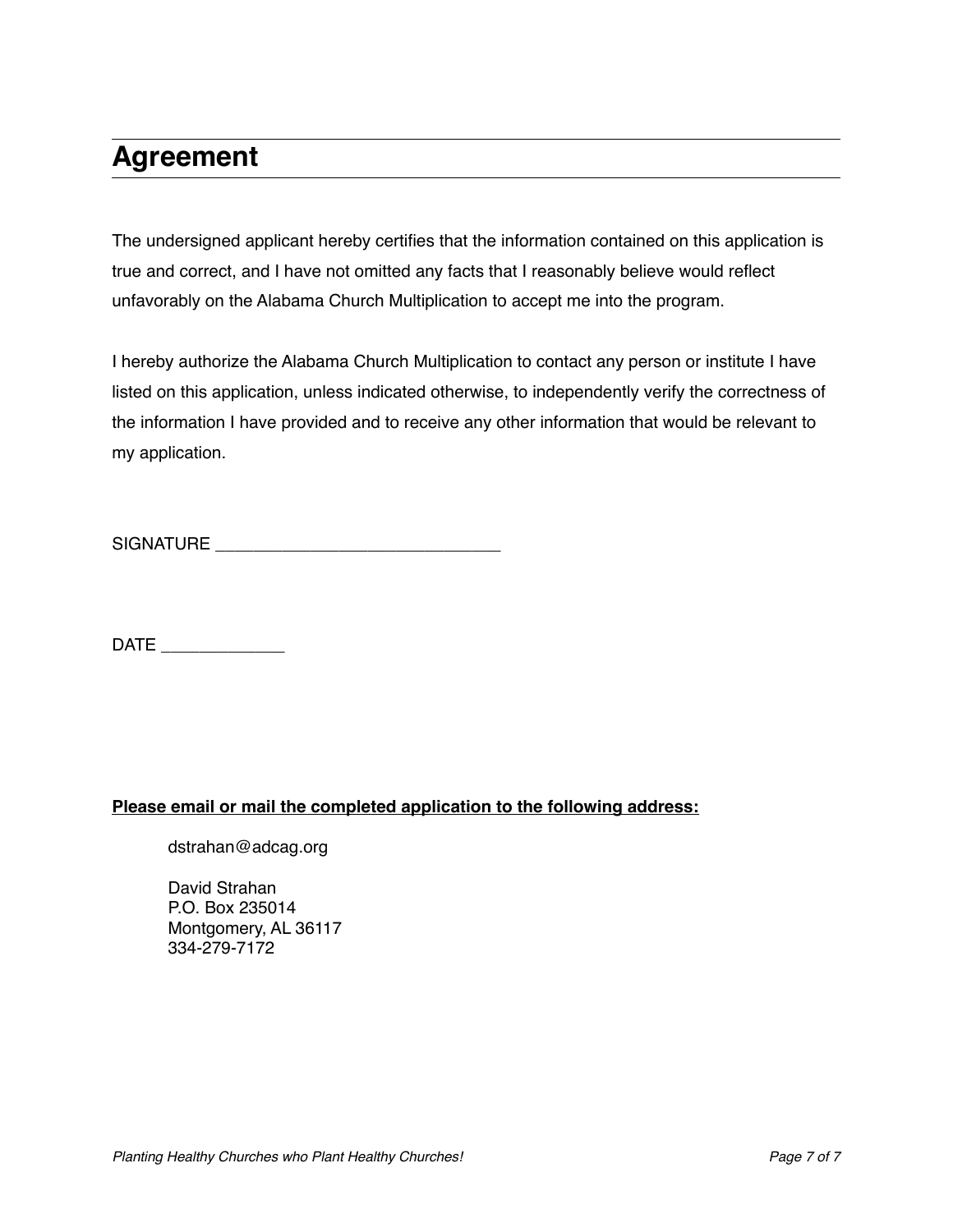## Agreement

The undersigned applicant hereby certifies that the information contained on this application is true and correct, and I have not omitted any facts that I reasonably believe would reflect unfavorably on the Alabama Church Multiplication to accept me into the program.

I hereby authorize the Alabama Church Multiplication to contact any person or institute I have listed on this application, unless indicated otherwise, to independently verify the correctness of the information I have provided and to receive any other information that would be relevant to my application.

SIGNATURE ______________________________

DATE _____________

**Please email or mail the completed application to the following address:**

dstrahan@adcag.org

David Strahan  
P.O. Box 235014  
Montgomery, AL 36117  
334-279-7172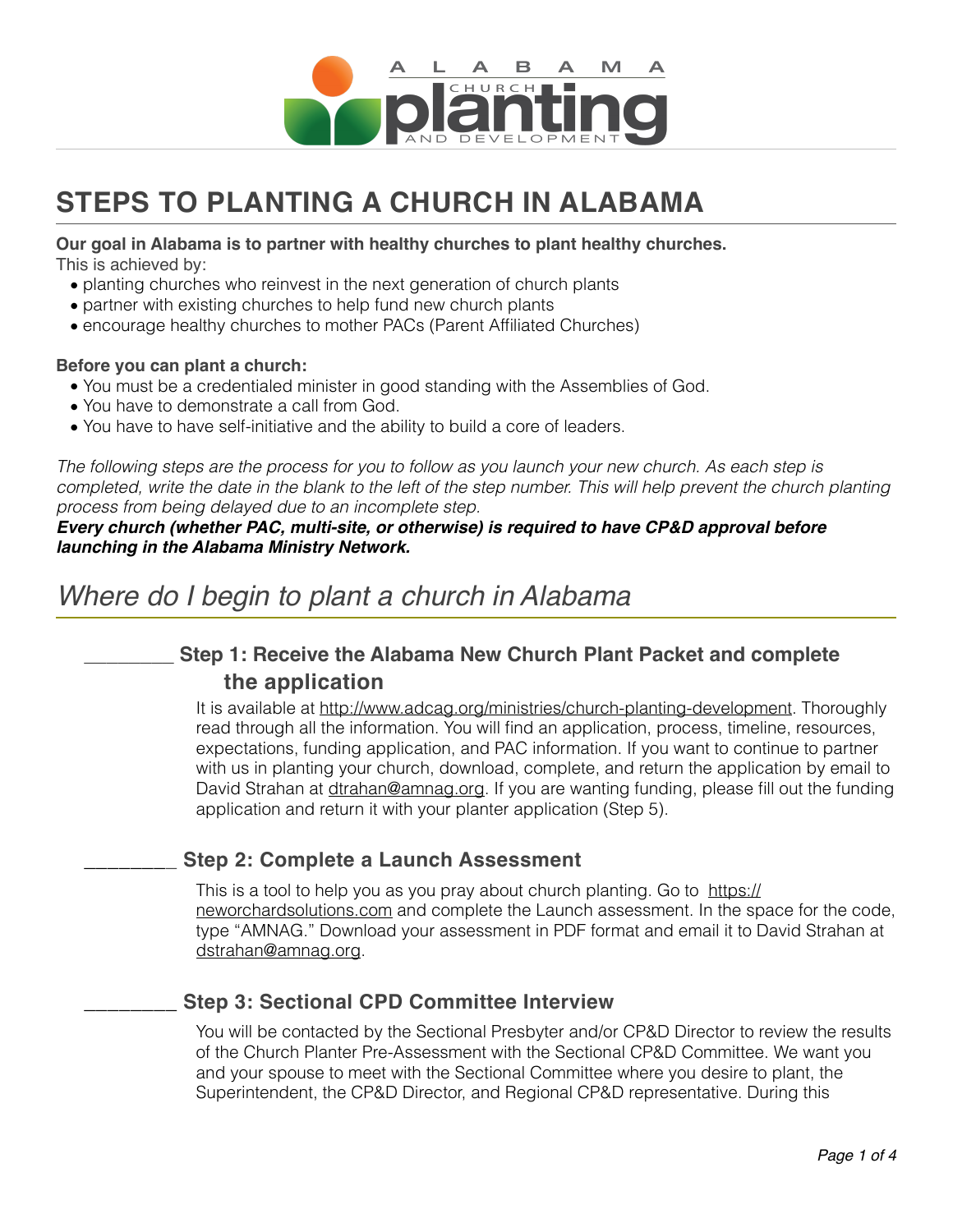# STEPS TO PLANTING A CHURCH IN ALABAMA

**Our goal in Alabama is to partner with healthy churches to plant healthy churches.**
This is achieved by:

- planting churches who reinvest in the next generation of church plants
- partner with existing churches to help fund new church plants
- encourage healthy churches to mother PACs (Parent Affiliated Churches)

**Before you can plant a church:**

- You must be a credentialed minister in good standing with the Assemblies of God.
- You have to demonstrate a call from God.
- You have to have self-initiative and the ability to build a core of leaders.

*The following steps are the process for you to follow as you launch your new church. As each step is completed, write the date in the blank to the left of the step number. This will help prevent the church planting process from being delayed due to an incomplete step.*
***Every church (whether PAC, multi-site, or otherwise) is required to have CP&D approval before launching in the Alabama Ministry Network.***

## *Where do I begin to plant a church in Alabama*

### ________ Step 1: Receive the Alabama New Church Plant Packet and complete the application

It is available at http://www.adcag.org/ministries/church-planting-development. Thoroughly read through all the information. You will find an application, process, timeline, resources, expectations, funding application, and PAC information. If you want to continue to partner with us in planting your church, download, complete, and return the application by email to David Strahan at dtrahan@amnag.org. If you are wanting funding, please fill out the funding application and return it with your planter application (Step 5).

### ________ Step 2: Complete a Launch Assessment

This is a tool to help you as you pray about church planting. Go to https://neworchardsolutions.com and complete the Launch assessment. In the space for the code, type "AMNAG." Download your assessment in PDF format and email it to David Strahan at dstrahan@amnag.org.

### ________ Step 3: Sectional CPD Committee Interview

You will be contacted by the Sectional Presbyter and/or CP&D Director to review the results of the Church Planter Pre-Assessment with the Sectional CP&D Committee. We want you and your spouse to meet with the Sectional Committee where you desire to plant, the Superintendent, the CP&D Director, and Regional CP&D representative. During this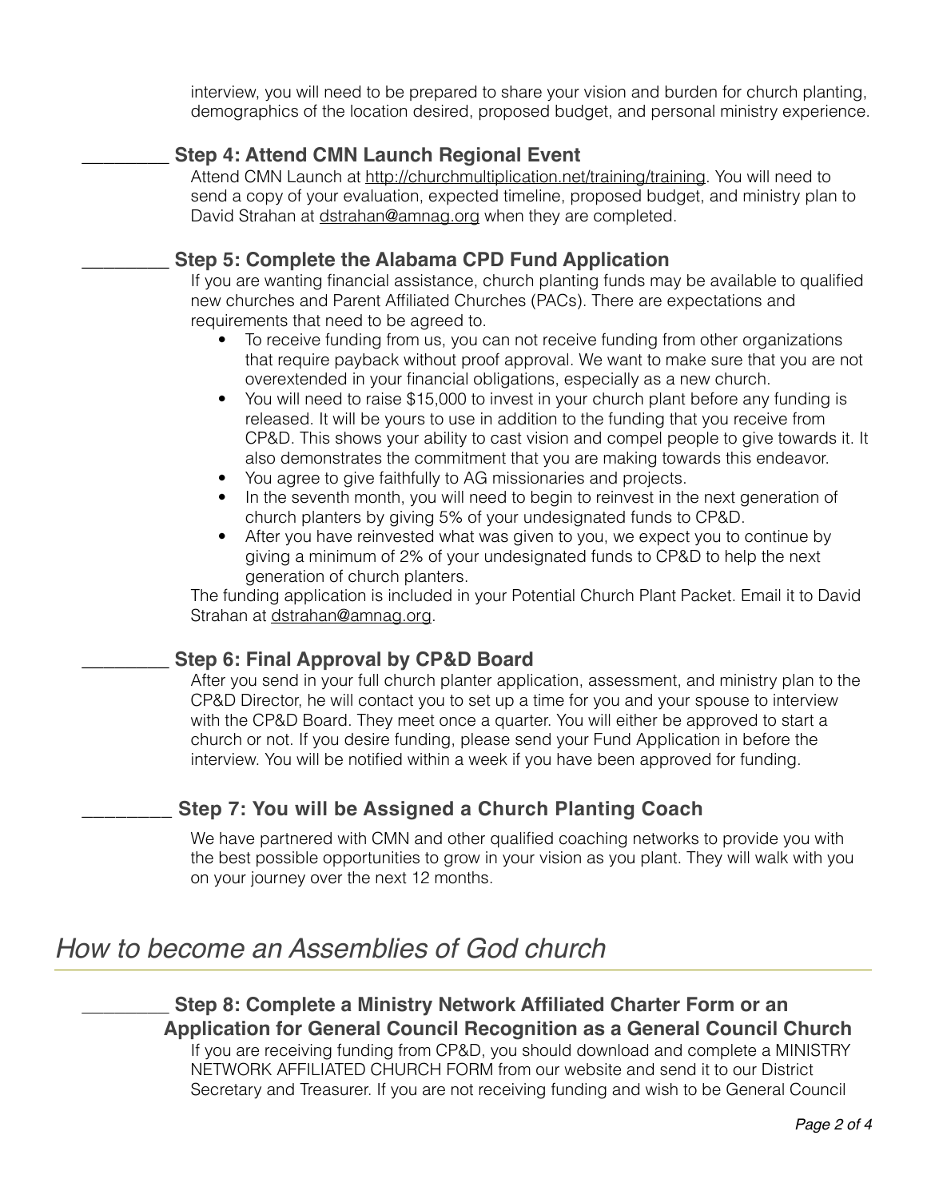interview, you will need to be prepared to share your vision and burden for church planting, demographics of the location desired, proposed budget, and personal ministry experience.

### ________ Step 4: Attend CMN Launch Regional Event

Attend CMN Launch at http://churchmultiplication.net/training/training. You will need to send a copy of your evaluation, expected timeline, proposed budget, and ministry plan to David Strahan at dstrahan@amnag.org when they are completed.

### ________ Step 5: Complete the Alabama CPD Fund Application

If you are wanting financial assistance, church planting funds may be available to qualified new churches and Parent Affiliated Churches (PACs). There are expectations and requirements that need to be agreed to.

- To receive funding from us, you can not receive funding from other organizations that require payback without proof approval. We want to make sure that you are not overextended in your financial obligations, especially as a new church.
- You will need to raise $15,000 to invest in your church plant before any funding is released. It will be yours to use in addition to the funding that you receive from CP&D. This shows your ability to cast vision and compel people to give towards it. It also demonstrates the commitment that you are making towards this endeavor.
- You agree to give faithfully to AG missionaries and projects.
- In the seventh month, you will need to begin to reinvest in the next generation of church planters by giving 5% of your undesignated funds to CP&D.
- After you have reinvested what was given to you, we expect you to continue by giving a minimum of 2% of your undesignated funds to CP&D to help the next generation of church planters.

The funding application is included in your Potential Church Plant Packet. Email it to David Strahan at dstrahan@amnag.org.

### ________ Step 6: Final Approval by CP&D Board

After you send in your full church planter application, assessment, and ministry plan to the CP&D Director, he will contact you to set up a time for you and your spouse to interview with the CP&D Board. They meet once a quarter. You will either be approved to start a church or not. If you desire funding, please send your Fund Application in before the interview. You will be notified within a week if you have been approved for funding.

### ________ Step 7: You will be Assigned a Church Planting Coach

We have partnered with CMN and other qualified coaching networks to provide you with the best possible opportunities to grow in your vision as you plant. They will walk with you on your journey over the next 12 months.

## *How to become an Assemblies of God church*

### ________ Step 8: Complete a Ministry Network Affiliated Charter Form or an Application for General Council Recognition as a General Council Church

If you are receiving funding from CP&D, you should download and complete a MINISTRY NETWORK AFFILIATED CHURCH FORM from our website and send it to our District Secretary and Treasurer. If you are not receiving funding and wish to be General Council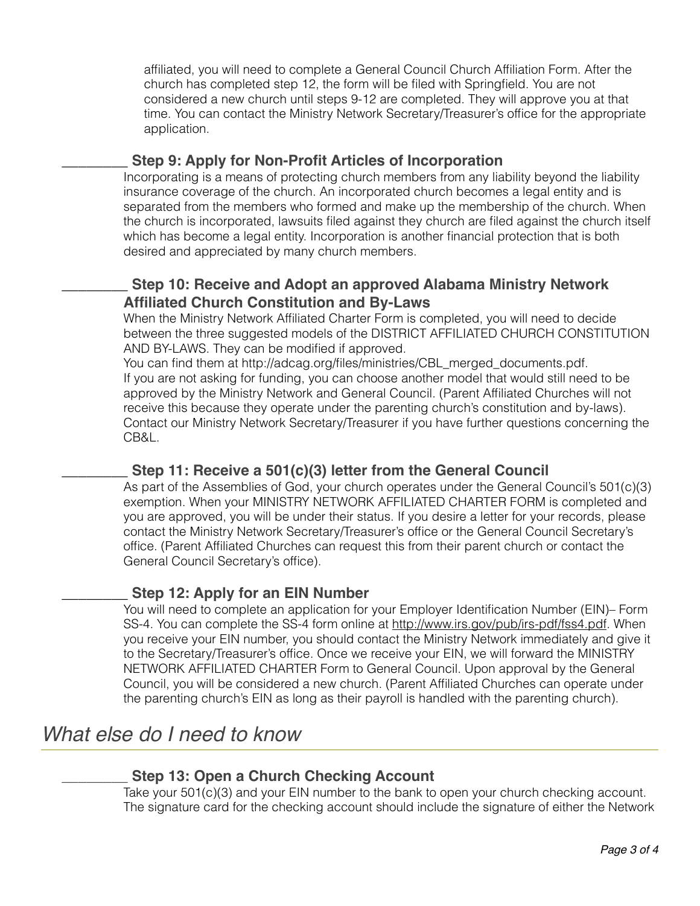affiliated, you will need to complete a General Council Church Affiliation Form. After the church has completed step 12, the form will be filed with Springfield. You are not considered a new church until steps 9-12 are completed. They will approve you at that time. You can contact the Ministry Network Secretary/Treasurer's office for the appropriate application.

### ________ Step 9: Apply for Non-Profit Articles of Incorporation

Incorporating is a means of protecting church members from any liability beyond the liability insurance coverage of the church. An incorporated church becomes a legal entity and is separated from the members who formed and make up the membership of the church. When the church is incorporated, lawsuits filed against they church are filed against the church itself which has become a legal entity. Incorporation is another financial protection that is both desired and appreciated by many church members.

### ________ Step 10: Receive and Adopt an approved Alabama Ministry Network Affiliated Church Constitution and By-Laws

When the Ministry Network Affiliated Charter Form is completed, you will need to decide between the three suggested models of the DISTRICT AFFILIATED CHURCH CONSTITUTION AND BY-LAWS. They can be modified if approved.
You can find them at http://adcag.org/files/ministries/CBL_merged_documents.pdf.
If you are not asking for funding, you can choose another model that would still need to be approved by the Ministry Network and General Council. (Parent Affiliated Churches will not receive this because they operate under the parenting church's constitution and by-laws). Contact our Ministry Network Secretary/Treasurer if you have further questions concerning the CB&L.

### ________ Step 11: Receive a 501(c)(3) letter from the General Council

As part of the Assemblies of God, your church operates under the General Council's 501(c)(3) exemption. When your MINISTRY NETWORK AFFILIATED CHARTER FORM is completed and you are approved, you will be under their status. If you desire a letter for your records, please contact the Ministry Network Secretary/Treasurer's office or the General Council Secretary's office. (Parent Affiliated Churches can request this from their parent church or contact the General Council Secretary's office).

### ________ Step 12: Apply for an EIN Number

You will need to complete an application for your Employer Identification Number (EIN)– Form SS-4. You can complete the SS-4 form online at http://www.irs.gov/pub/irs-pdf/fss4.pdf. When you receive your EIN number, you should contact the Ministry Network immediately and give it to the Secretary/Treasurer's office. Once we receive your EIN, we will forward the MINISTRY NETWORK AFFILIATED CHARTER Form to General Council. Upon approval by the General Council, you will be considered a new church. (Parent Affiliated Churches can operate under the parenting church's EIN as long as their payroll is handled with the parenting church).

## *What else do I need to know*

### ________ Step 13: Open a Church Checking Account

Take your 501(c)(3) and your EIN number to the bank to open your church checking account. The signature card for the checking account should include the signature of either the Network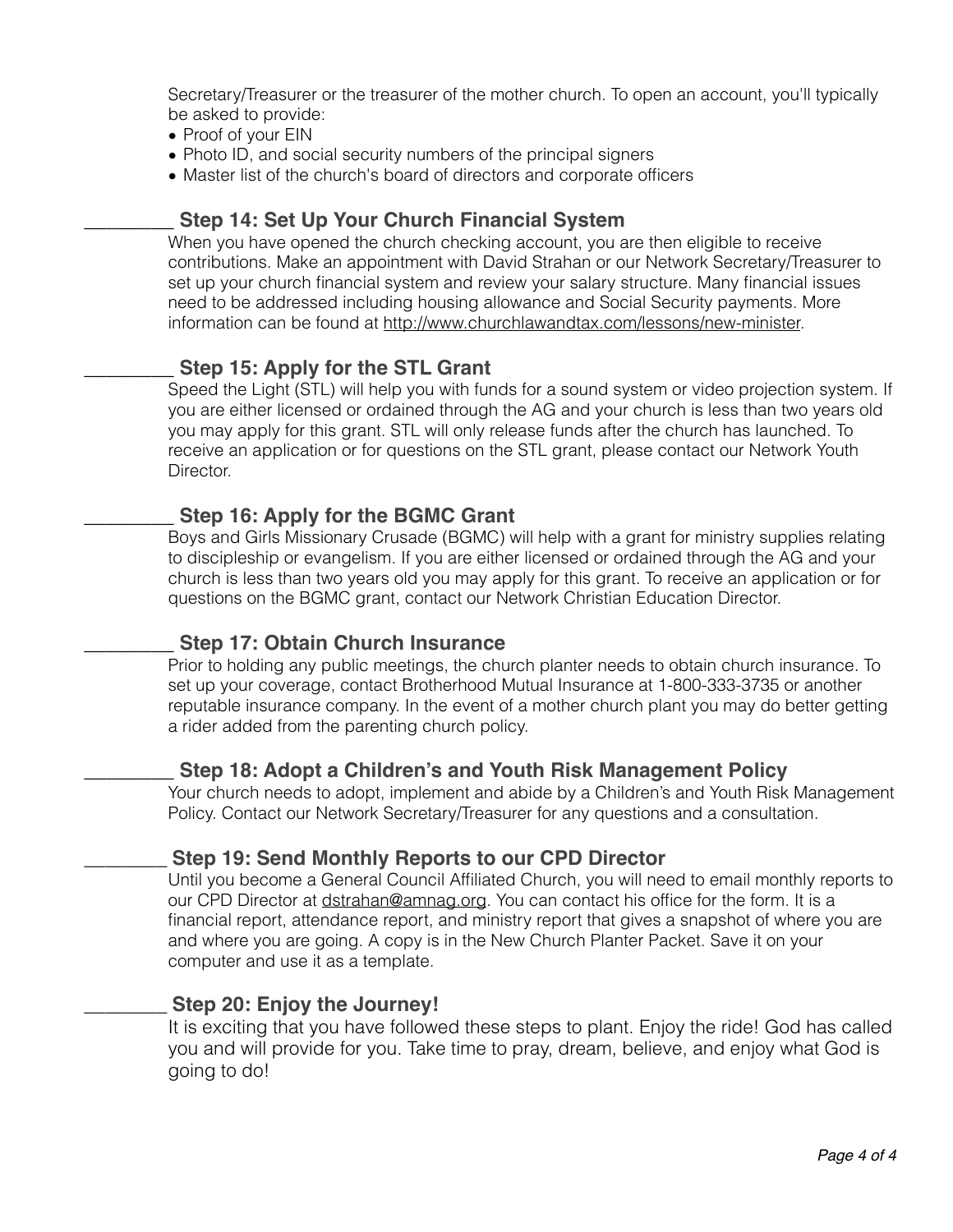Secretary/Treasurer or the treasurer of the mother church. To open an account, you'll typically be asked to provide:

- Proof of your EIN
- Photo ID, and social security numbers of the principal signers
- Master list of the church's board of directors and corporate officers

### ________ Step 14: Set Up Your Church Financial System

When you have opened the church checking account, you are then eligible to receive contributions. Make an appointment with David Strahan or our Network Secretary/Treasurer to set up your church financial system and review your salary structure. Many financial issues need to be addressed including housing allowance and Social Security payments. More information can be found at http://www.churchlawandtax.com/lessons/new-minister.

### ________ Step 15: Apply for the STL Grant

Speed the Light (STL) will help you with funds for a sound system or video projection system. If you are either licensed or ordained through the AG and your church is less than two years old you may apply for this grant. STL will only release funds after the church has launched. To receive an application or for questions on the STL grant, please contact our Network Youth Director.

### ________ Step 16: Apply for the BGMC Grant

Boys and Girls Missionary Crusade (BGMC) will help with a grant for ministry supplies relating to discipleship or evangelism. If you are either licensed or ordained through the AG and your church is less than two years old you may apply for this grant. To receive an application or for questions on the BGMC grant, contact our Network Christian Education Director.

### ________ Step 17: Obtain Church Insurance

Prior to holding any public meetings, the church planter needs to obtain church insurance. To set up your coverage, contact Brotherhood Mutual Insurance at 1-800-333-3735 or another reputable insurance company. In the event of a mother church plant you may do better getting a rider added from the parenting church policy.

### ________ Step 18: Adopt a Children's and Youth Risk Management Policy

Your church needs to adopt, implement and abide by a Children's and Youth Risk Management Policy. Contact our Network Secretary/Treasurer for any questions and a consultation.

### ________ Step 19: Send Monthly Reports to our CPD Director

Until you become a General Council Affiliated Church, you will need to email monthly reports to our CPD Director at dstrahan@amnag.org. You can contact his office for the form. It is a financial report, attendance report, and ministry report that gives a snapshot of where you are and where you are going. A copy is in the New Church Planter Packet. Save it on your computer and use it as a template.

### ________ Step 20: Enjoy the Journey!

It is exciting that you have followed these steps to plant. Enjoy the ride! God has called you and will provide for you. Take time to pray, dream, believe, and enjoy what God is going to do!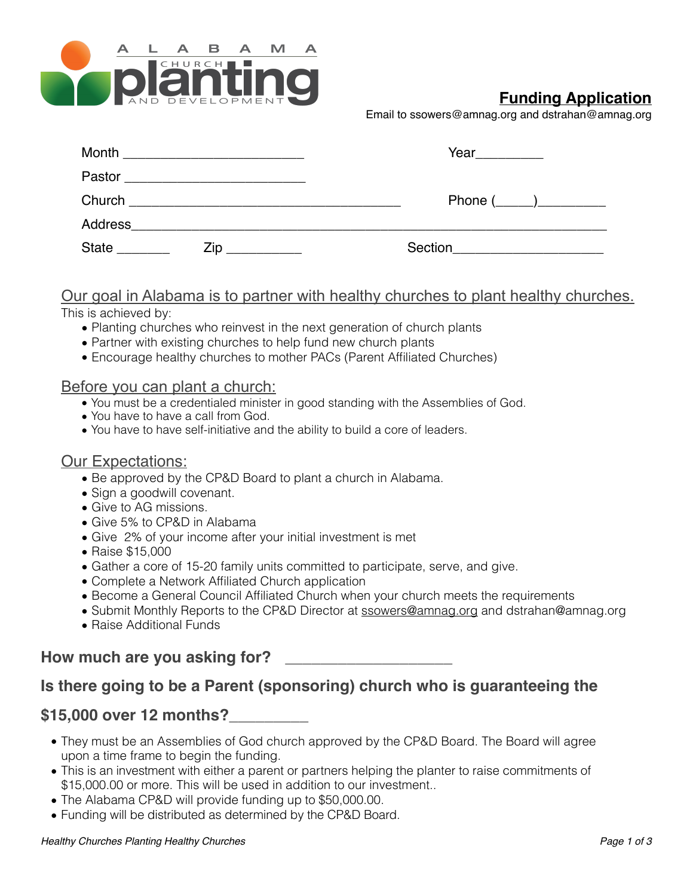ALABAMA CHURCH planting AND DEVELOPMENT

## Funding Application

Email to ssowers@amnag.org and dstrahan@amnag.org

Month ________________________ Year_________

Pastor ________________________

Church ____________________________________ Phone (_____)_________

Address___________________________________________________________

State _______ Zip __________ Section____________________

### Our goal in Alabama is to partner with healthy churches to plant healthy churches.

This is achieved by:

- Planting churches who reinvest in the next generation of church plants
- Partner with existing churches to help fund new church plants
- Encourage healthy churches to mother PACs (Parent Affiliated Churches)

### Before you can plant a church:

- You must be a credentialed minister in good standing with the Assemblies of God.
- You have to have a call from God.
- You have to have self-initiative and the ability to build a core of leaders.

### Our Expectations:

- Be approved by the CP&D Board to plant a church in Alabama.
- Sign a goodwill covenant.
- Give to AG missions.
- Give 5% to CP&D in Alabama
- Give 2% of your income after your initial investment is met
- Raise $15,000
- Gather a core of 15-20 family units committed to participate, serve, and give.
- Complete a Network Affiliated Church application
- Become a General Council Affiliated Church when your church meets the requirements
- Submit Monthly Reports to the CP&D Director at ssowers@amnag.org and dstrahan@amnag.org
- Raise Additional Funds

**How much are you asking for?** ____________________

**Is there going to be a Parent (sponsoring) church who is guaranteeing the $15,000 over 12 months?**_________

- They must be an Assemblies of God church approved by the CP&D Board. The Board will agree upon a time frame to begin the funding.
- This is an investment with either a parent or partners helping the planter to raise commitments of $15,000.00 or more. This will be used in addition to our investment..
- The Alabama CP&D will provide funding up to $50,000.00.
- Funding will be distributed as determined by the CP&D Board.

*Healthy Churches Planting Healthy Churches*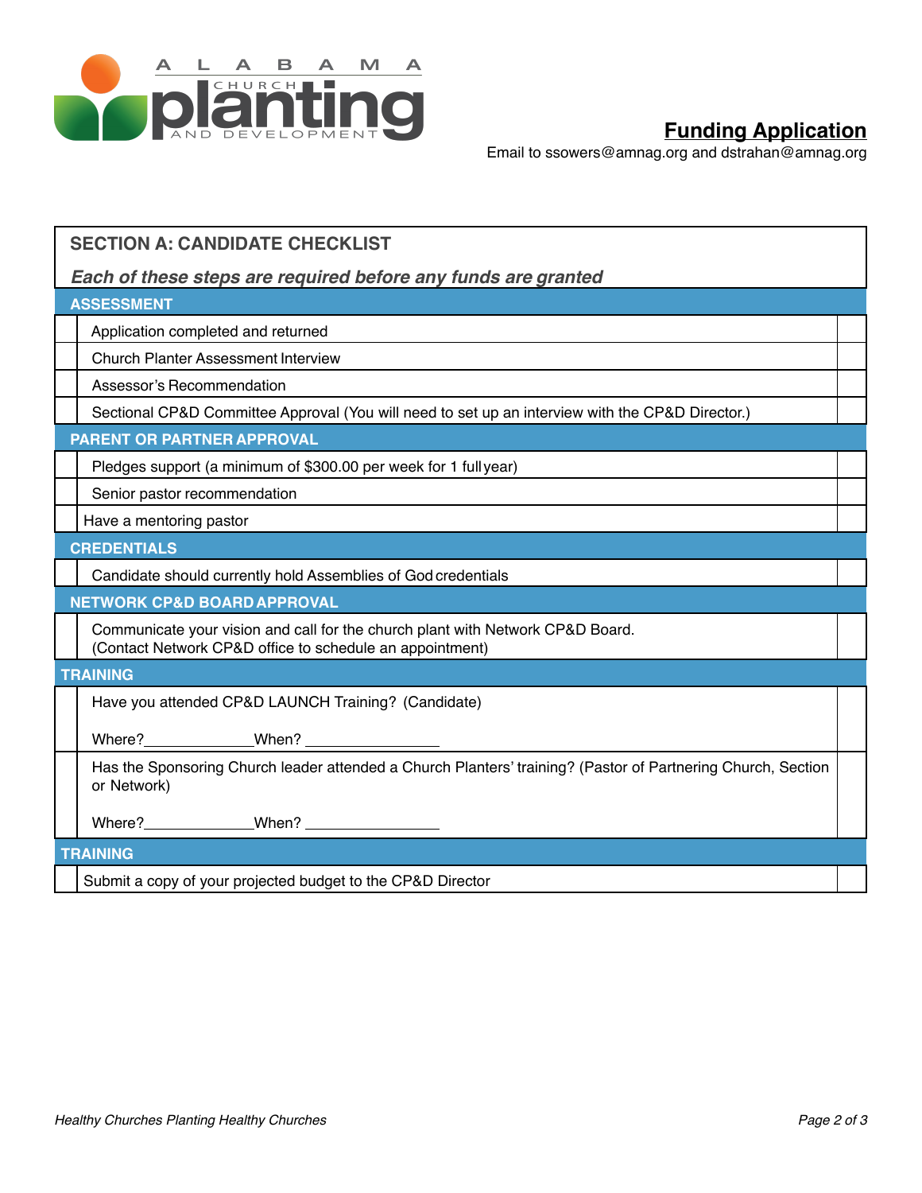ALABAMA CHURCH planting AND DEVELOPMENT

## Funding Application

Email to ssowers@amnag.org and dstrahan@amnag.org

## SECTION A: CANDIDATE CHECKLIST

***Each of these steps are required before any funds are granted***

| | **ASSESSMENT** | |
|---|---|---|
| | Application completed and returned | |
| | Church Planter Assessment Interview | |
| | Assessor's Recommendation | |
| | Sectional CP&D Committee Approval (You will need to set up an interview with the CP&D Director.) | |
| | **PARENT OR PARTNER APPROVAL** | |
| | Pledges support (a minimum of $300.00 per week for 1 full year) | |
| | Senior pastor recommendation | |
| | Have a mentoring pastor | |
| | **CREDENTIALS** | |
| | Candidate should currently hold Assemblies of God credentials | |
| | **NETWORK CP&D BOARD APPROVAL** | |
| | Communicate your vision and call for the church plant with Network CP&D Board. (Contact Network CP&D office to schedule an appointment) | |
| | **TRAINING** | |
| | Have you attended CP&D LAUNCH Training? (Candidate) Where?____________ When? ______________ | |
| | Has the Sponsoring Church leader attended a Church Planters' training? (Pastor of Partnering Church, Section or Network) Where?____________ When? ______________ | |
| | **TRAINING** | |
| | Submit a copy of your projected budget to the CP&D Director | |

*Healthy Churches Planting Healthy Churches*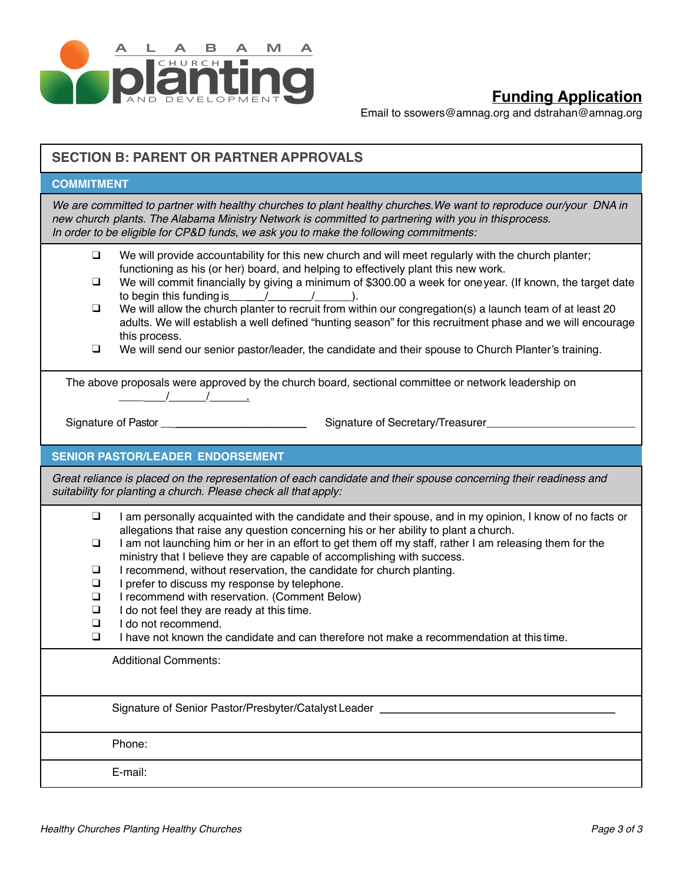ALABAMA CHURCH planting AND DEVELOPMENT

## Funding Application

Email to ssowers@amnag.org and dstrahan@amnag.org

## SECTION B: PARENT OR PARTNER APPROVALS

### COMMITMENT

*We are committed to partner with healthy churches to plant healthy churches. We want to reproduce our/your DNA in new church plants. The Alabama Ministry Network is committed to partnering with you in this process. In order to be eligible for CP&D funds, we ask you to make the following commitments:*

- ❑ We will provide accountability for this new church and will meet regularly with the church planter; functioning as his (or her) board, and helping to effectively plant this new work.
- ❑ We will commit financially by giving a minimum of $300.00 a week for one year. (If known, the target date to begin this funding is_____/_______/______).
- ❑ We will allow the church planter to recruit from within our congregation(s) a launch team of at least 20 adults. We will establish a well defined "hunting season" for this recruitment phase and we will encourage this process.
- ❑ We will send our senior pastor/leader, the candidate and their spouse to Church Planter's training.

The above proposals were approved by the church board, sectional committee or network leadership on ________/______/______.

Signature of Pastor ________________________ Signature of Secretary/Treasurer________________________

### SENIOR PASTOR/LEADER ENDORSEMENT

*Great reliance is placed on the representation of each candidate and their spouse concerning their readiness and suitability for planting a church. Please check all that apply:*

- ❑ I am personally acquainted with the candidate and their spouse, and in my opinion, I know of no facts or allegations that raise any question concerning his or her ability to plant a church.
- ❑ I am not launching him or her in an effort to get them off my staff, rather I am releasing them for the ministry that I believe they are capable of accomplishing with success.
- ❑ I recommend, without reservation, the candidate for church planting.
- ❑ I prefer to discuss my response by telephone.
- ❑ I recommend with reservation. (Comment Below)
- ❑ I do not feel they are ready at this time.
- ❑ I do not recommend.
- ❑ I have not known the candidate and can therefore not make a recommendation at this time.

Additional Comments:

Signature of Senior Pastor/Presbyter/Catalyst Leader ________________________________________

Phone:

E-mail:

*Healthy Churches Planting Healthy Churches*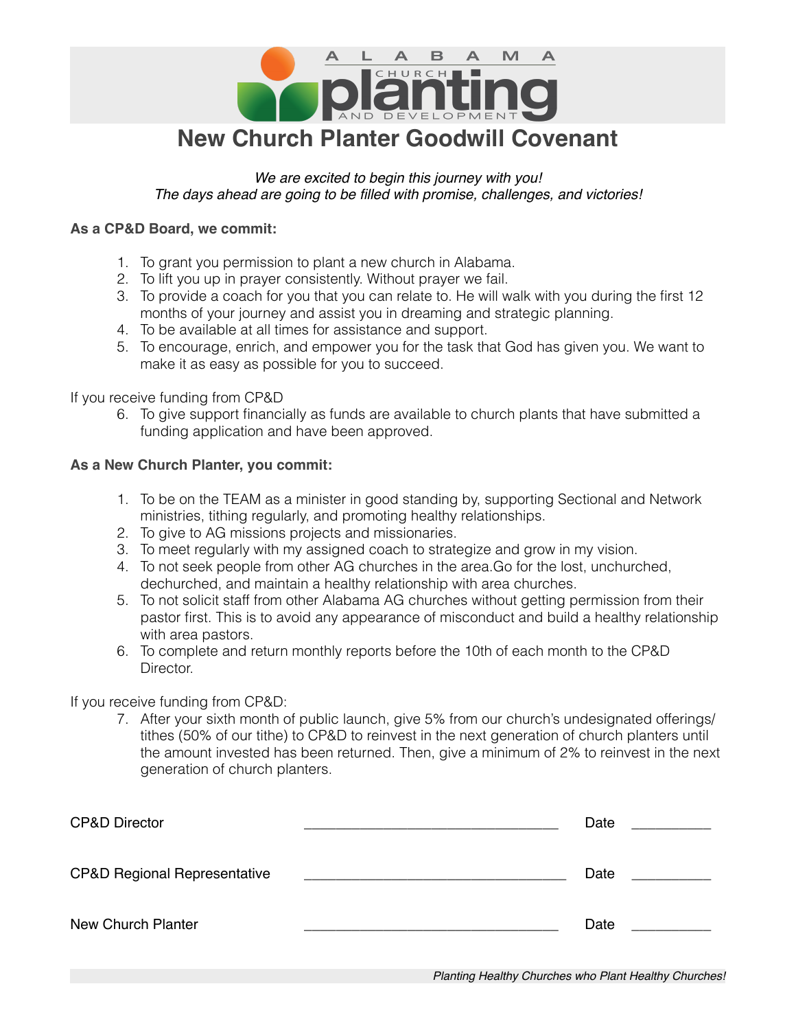# New Church Planter Goodwill Covenant

*We are excited to begin this journey with you!*
*The days ahead are going to be filled with promise, challenges, and victories!*

**As a CP&D Board, we commit:**

1. To grant you permission to plant a new church in Alabama.
2. To lift you up in prayer consistently. Without prayer we fail.
3. To provide a coach for you that you can relate to. He will walk with you during the first 12 months of your journey and assist you in dreaming and strategic planning.
4. To be available at all times for assistance and support.
5. To encourage, enrich, and empower you for the task that God has given you. We want to make it as easy as possible for you to succeed.

If you receive funding from CP&D

6. To give support financially as funds are available to church plants that have submitted a funding application and have been approved.

**As a New Church Planter, you commit:**

1. To be on the TEAM as a minister in good standing by, supporting Sectional and Network ministries, tithing regularly, and promoting healthy relationships.
2. To give to AG missions projects and missionaries.
3. To meet regularly with my assigned coach to strategize and grow in my vision.
4. To not seek people from other AG churches in the area.Go for the lost, unchurched, dechurched, and maintain a healthy relationship with area churches.
5. To not solicit staff from other Alabama AG churches without getting permission from their pastor first. This is to avoid any appearance of misconduct and build a healthy relationship with area pastors.
6. To complete and return monthly reports before the 10th of each month to the CP&D Director.

If you receive funding from CP&D:

7. After your sixth month of public launch, give 5% from our church's undesignated offerings/ tithes (50% of our tithe) to CP&D to reinvest in the next generation of church planters until the amount invested has been returned. Then, give a minimum of 2% to reinvest in the next generation of church planters.

CP&D Director \_\_\_\_\_\_\_\_\_\_\_\_\_\_\_\_\_\_\_\_\_\_\_\_\_\_\_\_\_\_\_\_ Date \_\_\_\_\_\_\_\_\_\_

CP&D Regional Representative \_\_\_\_\_\_\_\_\_\_\_\_\_\_\_\_\_\_\_\_\_\_\_\_\_\_\_\_\_\_\_\_ Date \_\_\_\_\_\_\_\_\_\_

New Church Planter \_\_\_\_\_\_\_\_\_\_\_\_\_\_\_\_\_\_\_\_\_\_\_\_\_\_\_\_\_\_\_\_ Date \_\_\_\_\_\_\_\_\_\_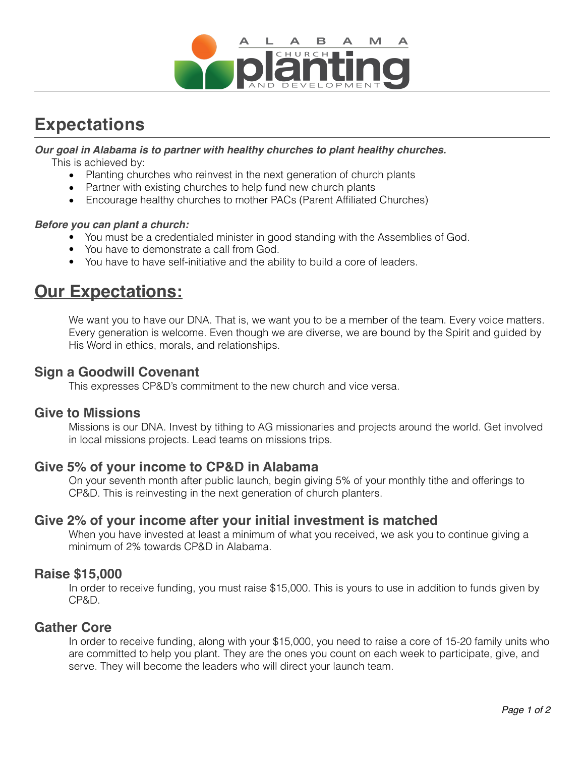ALABAMA CHURCH planting AND DEVELOPMENT

# Expectations

***Our goal in Alabama is to partner with healthy churches to plant healthy churches.***

This is achieved by:

- Planting churches who reinvest in the next generation of church plants
- Partner with existing churches to help fund new church plants
- Encourage healthy churches to mother PACs (Parent Affiliated Churches)

***Before you can plant a church:***

- You must be a credentialed minister in good standing with the Assemblies of God.
- You have to demonstrate a call from God.
- You have to have self-initiative and the ability to build a core of leaders.

# Our Expectations:

We want you to have our DNA. That is, we want you to be a member of the team. Every voice matters. Every generation is welcome. Even though we are diverse, we are bound by the Spirit and guided by His Word in ethics, morals, and relationships.

## Sign a Goodwill Covenant

This expresses CP&D's commitment to the new church and vice versa.

## Give to Missions

Missions is our DNA. Invest by tithing to AG missionaries and projects around the world. Get involved in local missions projects. Lead teams on missions trips.

## Give 5% of your income to CP&D in Alabama

On your seventh month after public launch, begin giving 5% of your monthly tithe and offerings to CP&D. This is reinvesting in the next generation of church planters.

## Give 2% of your income after your initial investment is matched

When you have invested at least a minimum of what you received, we ask you to continue giving a minimum of 2% towards CP&D in Alabama.

## Raise $15,000

In order to receive funding, you must raise $15,000. This is yours to use in addition to funds given by CP&D.

## Gather Core

In order to receive funding, along with your $15,000, you need to raise a core of 15-20 family units who are committed to help you plant. They are the ones you count on each week to participate, give, and serve. They will become the leaders who will direct your launch team.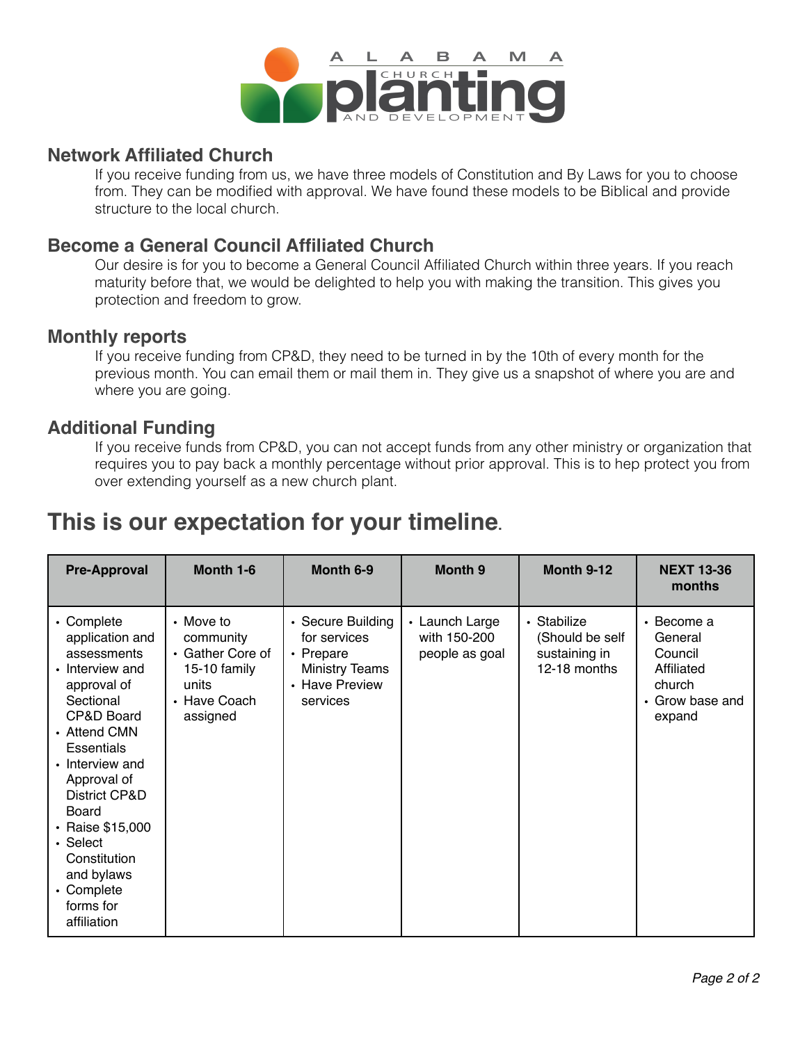ALABAMA CHURCH planting AND DEVELOPMENT

## Network Affiliated Church

If you receive funding from us, we have three models of Constitution and By Laws for you to choose from. They can be modified with approval. We have found these models to be Biblical and provide structure to the local church.

## Become a General Council Affiliated Church

Our desire is for you to become a General Council Affiliated Church within three years. If you reach maturity before that, we would be delighted to help you with making the transition. This gives you protection and freedom to grow.

## Monthly reports

If you receive funding from CP&D, they need to be turned in by the 10th of every month for the previous month. You can email them or mail them in. They give us a snapshot of where you are and where you are going.

## Additional Funding

If you receive funds from CP&D, you can not accept funds from any other ministry or organization that requires you to pay back a monthly percentage without prior approval. This is to hep protect you from over extending yourself as a new church plant.

# This is our expectation for your timeline.

| Pre-Approval | Month 1-6 | Month 6-9 | Month 9 | Month 9-12 | NEXT 13-36 months |
|---|---|---|---|---|---|
| • Complete application and assessments<br>• Interview and approval of Sectional CP&D Board<br>• Attend CMN Essentials<br>• Interview and Approval of District CP&D Board<br>• Raise $15,000<br>• Select Constitution and bylaws<br>• Complete forms for affiliation | • Move to community<br>• Gather Core of 15-10 family units<br>• Have Coach assigned | • Secure Building for services<br>• Prepare Ministry Teams<br>• Have Preview services | • Launch Large with 150-200 people as goal | • Stabilize (Should be self sustaining in 12-18 months | • Become a General Council Affiliated church<br>• Grow base and expand |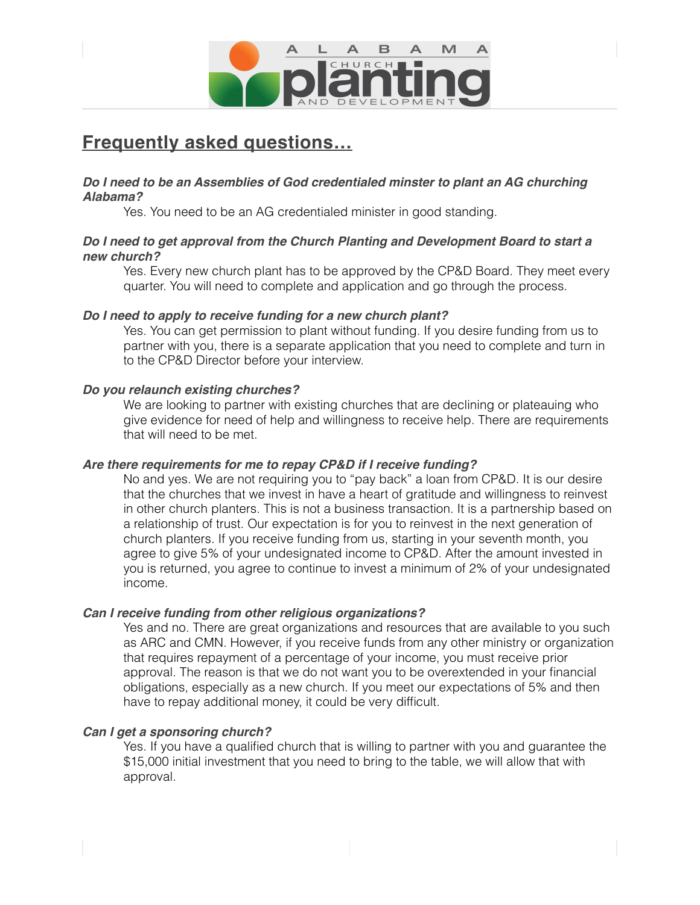## Frequently asked questions…

***Do I need to be an Assemblies of God credentialed minster to plant an AG churching Alabama?***

Yes. You need to be an AG credentialed minister in good standing.

***Do I need to get approval from the Church Planting and Development Board to start a new church?***

Yes. Every new church plant has to be approved by the CP&D Board. They meet every quarter. You will need to complete and application and go through the process.

***Do I need to apply to receive funding for a new church plant?***

Yes. You can get permission to plant without funding. If you desire funding from us to partner with you, there is a separate application that you need to complete and turn in to the CP&D Director before your interview.

***Do you relaunch existing churches?***

We are looking to partner with existing churches that are declining or plateauing who give evidence for need of help and willingness to receive help. There are requirements that will need to be met.

***Are there requirements for me to repay CP&D if I receive funding?***

No and yes. We are not requiring you to "pay back" a loan from CP&D. It is our desire that the churches that we invest in have a heart of gratitude and willingness to reinvest in other church planters. This is not a business transaction. It is a partnership based on a relationship of trust. Our expectation is for you to reinvest in the next generation of church planters. If you receive funding from us, starting in your seventh month, you agree to give 5% of your undesignated income to CP&D. After the amount invested in you is returned, you agree to continue to invest a minimum of 2% of your undesignated income.

***Can I receive funding from other religious organizations?***

Yes and no. There are great organizations and resources that are available to you such as ARC and CMN. However, if you receive funds from any other ministry or organization that requires repayment of a percentage of your income, you must receive prior approval. The reason is that we do not want you to be overextended in your financial obligations, especially as a new church. If you meet our expectations of 5% and then have to repay additional money, it could be very difficult.

***Can I get a sponsoring church?***

Yes. If you have a qualified church that is willing to partner with you and guarantee the $15,000 initial investment that you need to bring to the table, we will allow that with approval.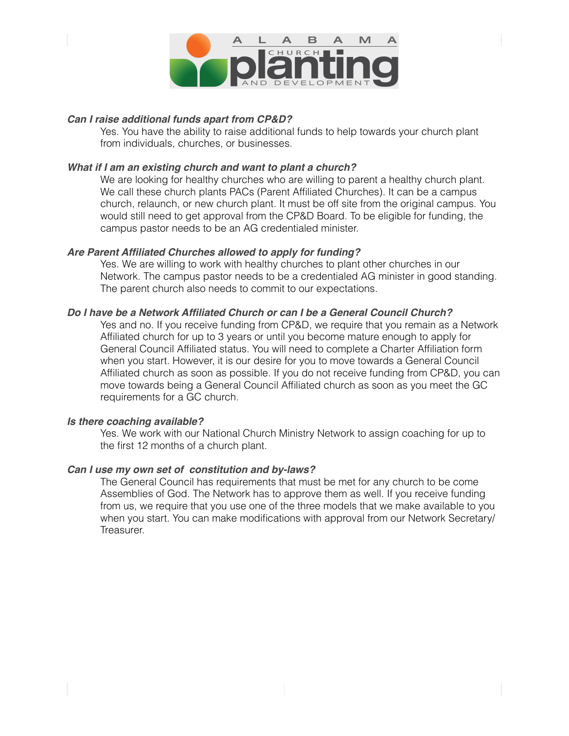***Can I raise additional funds apart from CP&D?***

Yes. You have the ability to raise additional funds to help towards your church plant from individuals, churches, or businesses.

***What if I am an existing church and want to plant a church?***

We are looking for healthy churches who are willing to parent a healthy church plant. We call these church plants PACs (Parent Affiliated Churches). It can be a campus church, relaunch, or new church plant. It must be off site from the original campus. You would still need to get approval from the CP&D Board. To be eligible for funding, the campus pastor needs to be an AG credentialed minister.

***Are Parent Affiliated Churches allowed to apply for funding?***

Yes. We are willing to work with healthy churches to plant other churches in our Network. The campus pastor needs to be a credentialed AG minister in good standing. The parent church also needs to commit to our expectations.

***Do I have be a Network Affiliated Church or can I be a General Council Church?***

Yes and no. If you receive funding from CP&D, we require that you remain as a Network Affiliated church for up to 3 years or until you become mature enough to apply for General Council Affiliated status. You will need to complete a Charter Affiliation form when you start. However, it is our desire for you to move towards a General Council Affiliated church as soon as possible. If you do not receive funding from CP&D, you can move towards being a General Council Affiliated church as soon as you meet the GC requirements for a GC church.

***Is there coaching available?***

Yes. We work with our National Church Ministry Network to assign coaching for up to the first 12 months of a church plant.

***Can I use my own set of constitution and by-laws?***

The General Council has requirements that must be met for any church to be come Assemblies of God. The Network has to approve them as well. If you receive funding from us, we require that you use one of the three models that we make available to you when you start. You can make modifications with approval from our Network Secretary/Treasurer.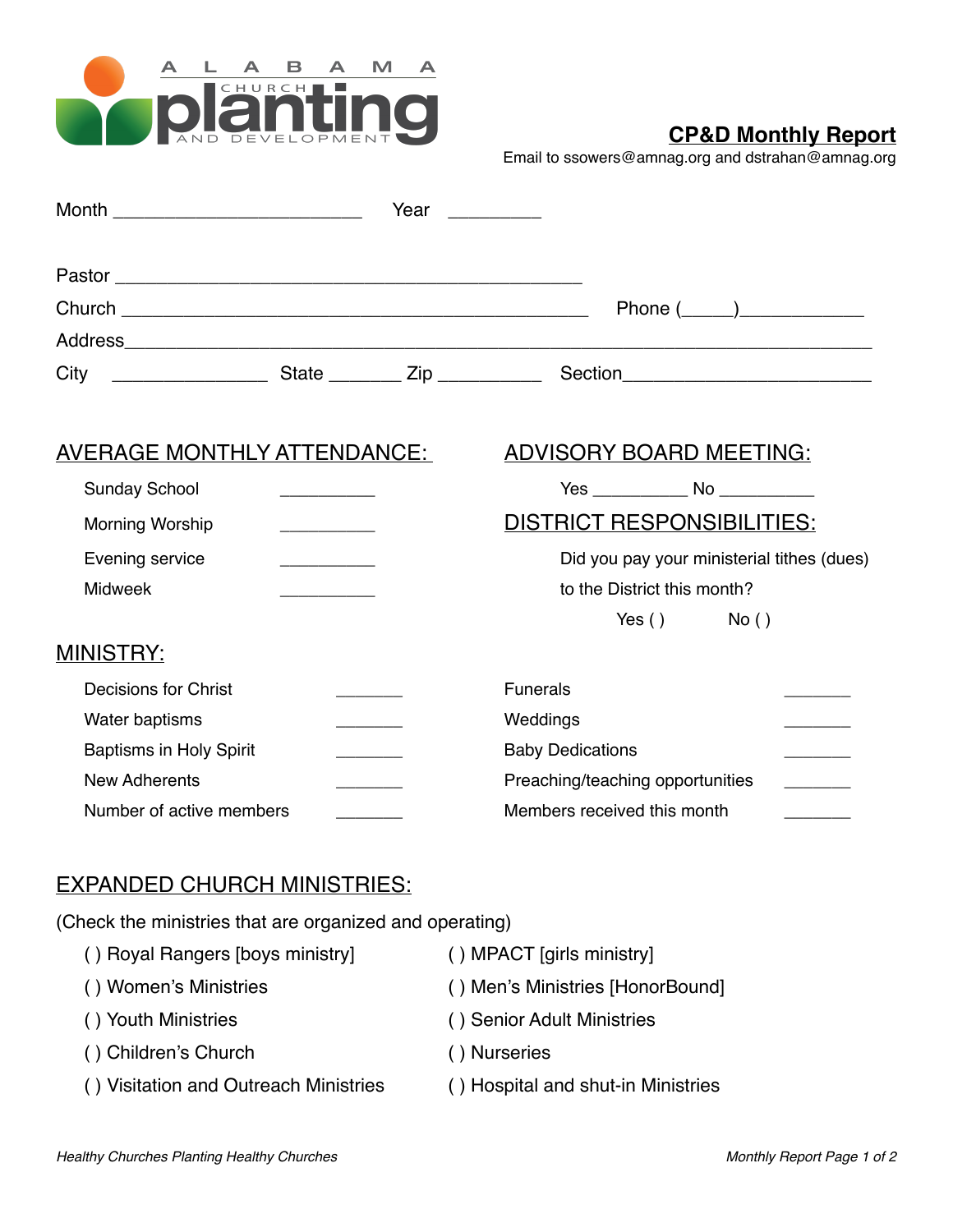ALABAMA CHURCH planting AND DEVELOPMENT

# CP&D Monthly Report

Email to ssowers@amnag.org and dstrahan@amnag.org

Month ________________________ Year _________

Pastor _____________________________________________

Church _____________________________________________ Phone (_____)___________

Address_____________________________________________________________________

City ______________ State _______ Zip __________ Section________________________

## AVERAGE MONTHLY ATTENDANCE:

Sunday School __________

Morning Worship __________

Evening service __________

Midweek __________

## ADVISORY BOARD MEETING:

Yes __________ No __________

## DISTRICT RESPONSIBILITIES:

Did you pay your ministerial tithes (dues) to the District this month?

Yes ( ) No ( )

## MINISTRY:

Decisions for Christ _______

Water baptisms _______

Baptisms in Holy Spirit _______

New Adherents _______

Number of active members _______

Funerals _______

Weddings _______

Baby Dedications _______

Preaching/teaching opportunities _______

Members received this month _______

## EXPANDED CHURCH MINISTRIES:

(Check the ministries that are organized and operating)

( ) Royal Rangers [boys ministry]

( ) Women's Ministries

( ) Youth Ministries

( ) Children's Church

( ) Visitation and Outreach Ministries

( ) MPACT [girls ministry]

( ) Men's Ministries [HonorBound]

( ) Senior Adult Ministries

( ) Nurseries

( ) Hospital and shut-in Ministries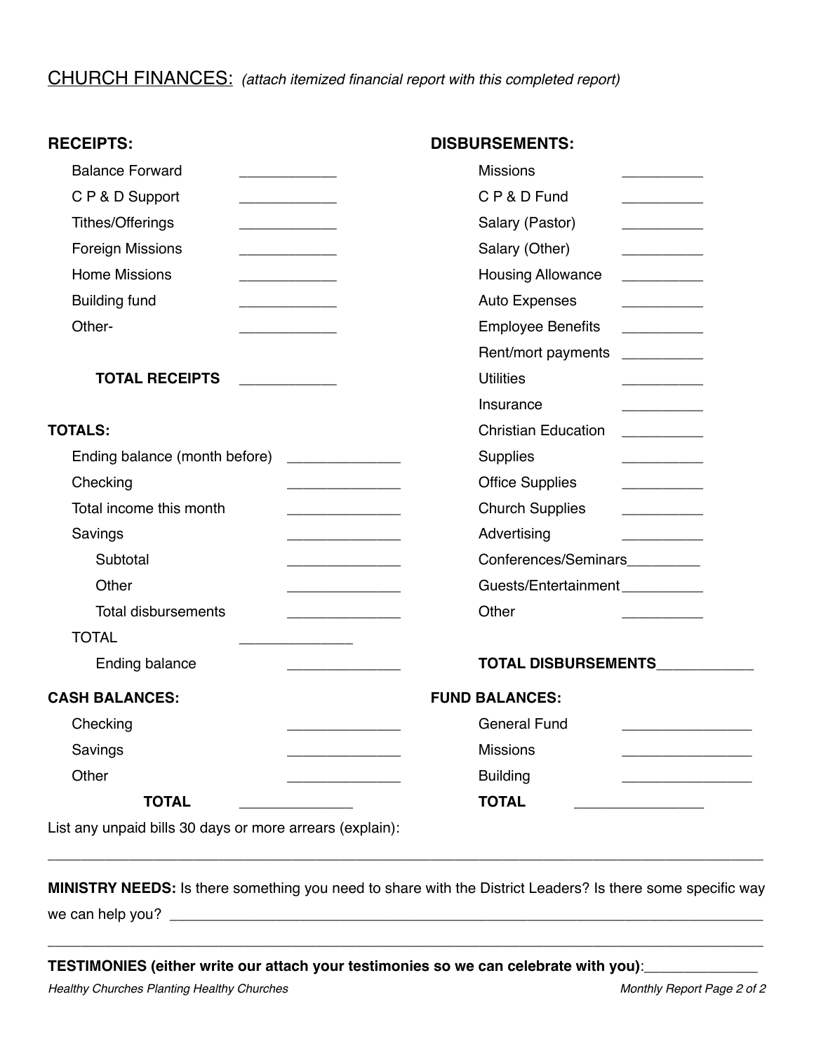## CHURCH FINANCES: *(attach itemized financial report with this completed report)*

**RECEIPTS:**

| | |
|---|---|
| Balance Forward | ____________ |
| C P & D Support | ____________ |
| Tithes/Offerings | ____________ |
| Foreign Missions | ____________ |
| Home Missions | ____________ |
| Building fund | ____________ |
| Other- | ____________ |
| **TOTAL RECEIPTS** | ____________ |

**TOTALS:**

| | |
|---|---|
| Ending balance (month before) | ______________ |
| Checking | ______________ |
| Total income this month | ______________ |
| Savings | ______________ |
| Subtotal | ______________ |
| Other | ______________ |
| Total disbursements | ______________ |
| TOTAL | ______________ |
| Ending balance | ______________ |

**DISBURSEMENTS:**

| | |
|---|---|
| Missions | __________ |
| C P & D Fund | __________ |
| Salary (Pastor) | __________ |
| Salary (Other) | __________ |
| Housing Allowance | __________ |
| Auto Expenses | __________ |
| Employee Benefits | __________ |
| Rent/mort payments | __________ |
| Utilities | __________ |
| Insurance | __________ |
| Christian Education | __________ |
| Supplies | __________ |
| Office Supplies | __________ |
| Church Supplies | __________ |
| Advertising | __________ |
| Conferences/Seminars | _________ |
| Guests/Entertainment | __________ |
| Other | __________ |
| **TOTAL DISBURSEMENTS** | ____________ |

**CASH BALANCES:**

| | |
|---|---|
| Checking | ______________ |
| Savings | ______________ |
| Other | ______________ |
| **TOTAL** | ______________ |

**FUND BALANCES:**

| | |
|---|---|
| General Fund | ________________ |
| Missions | ________________ |
| Building | ________________ |
| **TOTAL** | ________________ |

List any unpaid bills 30 days or more arrears (explain):

______________________________________________________________________________

**MINISTRY NEEDS:** Is there something you need to share with the District Leaders? Is there some specific way we can help you? ______________________________________________________________________________

______________________________________________________________________________

**TESTIMONIES (either write our attach your testimonies so we can celebrate with you)**:______________